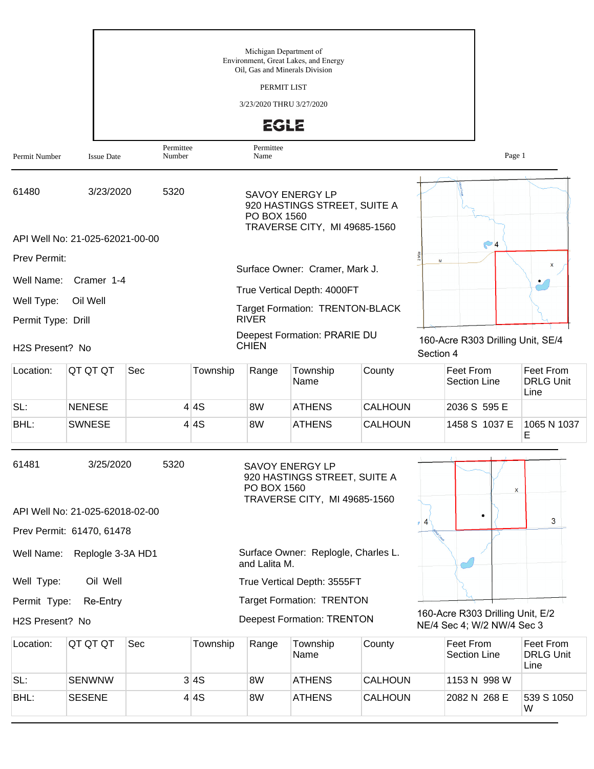Michigan Department of
Environment, Great Lakes, and Energy
Oil, Gas and Minerals Division

PERMIT LIST

3/23/2020 THRU 3/27/2020

EGLE

| Permit Number | Issue Date | Permittee Number | Permittee Name |
|---|---|---|---|

---

**61480** | 3/23/2020 | 5320

SAVOY ENERGY LP
920 HASTINGS STREET, SUITE A
PO BOX 1560
TRAVERSE CITY, MI 49685-1560

API Well No: 21-025-62021-00-00

Prev Permit:

Well Name: Cramer 1-4

Well Type: Oil Well

Permit Type: Drill

H2S Present? No

Surface Owner: Cramer, Mark J.

True Vertical Depth: 4000FT

Target Formation: TRENTON-BLACK RIVER

Deepest Formation: PRARIE DU CHIEN

160-Acre R303 Drilling Unit, SE/4 Section 4

| Location: | QT QT QT | Sec | Township | Range | Township Name | County | Feet From Section Line | Feet From DRLG Unit Line |
|---|---|---|---|---|---|---|---|---|
| SL: | NENESE | 4 | 4S | 8W | ATHENS | CALHOUN | 2036 S 595 E | |
| BHL: | SWNESE | 4 | 4S | 8W | ATHENS | CALHOUN | 1458 S 1037 E | 1065 N 1037 E |

---

**61481** | 3/25/2020 | 5320

SAVOY ENERGY LP
920 HASTINGS STREET, SUITE A
PO BOX 1560
TRAVERSE CITY, MI 49685-1560

API Well No: 21-025-62018-02-00

Prev Permit: 61470, 61478

Well Name: Replogle 3-3A HD1

Well Type: Oil Well

Permit Type: Re-Entry

H2S Present? No

Surface Owner: Replogle, Charles L. and Lalita M.

True Vertical Depth: 3555FT

Target Formation: TRENTON

Deepest Formation: TRENTON

160-Acre R303 Drilling Unit, E/2 NE/4 Sec 4; W/2 NW/4 Sec 3

| Location: | QT QT QT | Sec | Township | Range | Township Name | County | Feet From Section Line | Feet From DRLG Unit Line |
|---|---|---|---|---|---|---|---|---|
| SL: | SENWNW | 3 | 4S | 8W | ATHENS | CALHOUN | 1153 N 998 W | |
| BHL: | SESENE | 4 | 4S | 8W | ATHENS | CALHOUN | 2082 N 268 E | 539 S 1050 W |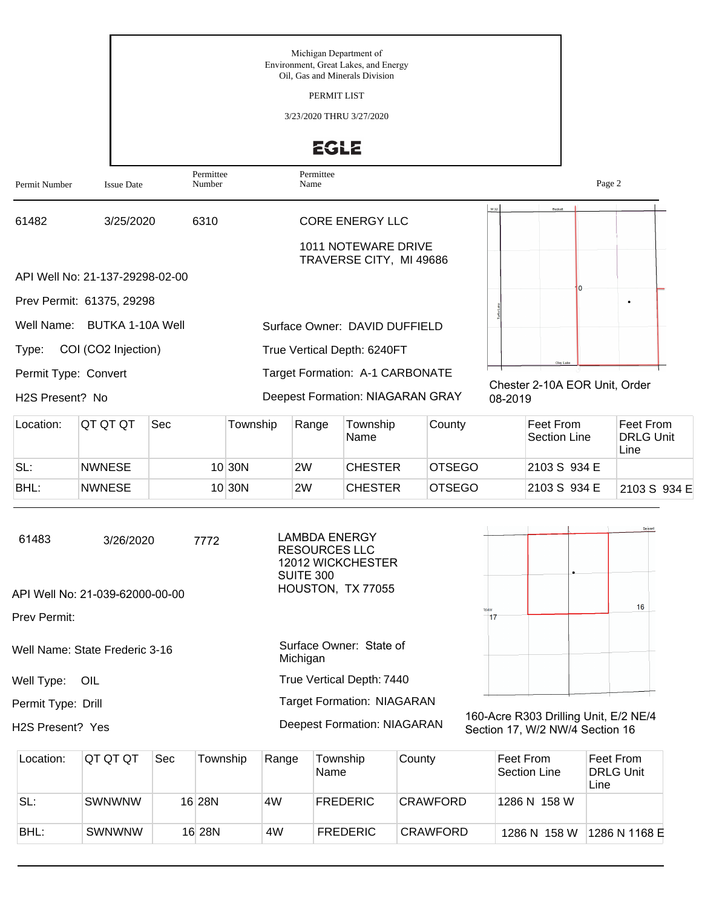Michigan Department of
Environment, Great Lakes, and Energy
Oil, Gas and Minerals Division

PERMIT LIST

3/23/2020 THRU 3/27/2020

EGLE

| Permit Number | Issue Date | Permittee Number | Permittee Name |
|---|---|---|---|
| 61482 | 3/25/2020 | 6310 | CORE ENERGY LLC<br>1011 NOTEWARE DRIVE<br>TRAVERSE CITY, MI 49686 |

API Well No: 21-137-29298-02-00

Prev Permit: 61375, 29298

Well Name: BUTKA 1-10A Well

Type: COI (CO2 Injection)

Permit Type: Convert

H2S Present? No

Surface Owner: DAVID DUFFIELD

True Vertical Depth: 6240FT

Target Formation: A-1 CARBONATE

Deepest Formation: NIAGARAN GRAY

Chester 2-10A EOR Unit, Order 08-2019

| Location: | QT QT QT | Sec | Township | Range | Township Name | County | Feet From Section Line | Feet From DRLG Unit Line |
|---|---|---|---|---|---|---|---|---|
| SL: | NWNESE | 10 | 30N | 2W | CHESTER | OTSEGO | 2103 S 934 E | |
| BHL: | NWNESE | 10 | 30N | 2W | CHESTER | OTSEGO | 2103 S 934 E | 2103 S 934 E |

---

| Permit Number | Issue Date | Permittee Number | Permittee Name |
|---|---|---|---|
| 61483 | 3/26/2020 | 7772 | LAMBDA ENERGY RESOURCES LLC<br>12012 WICKCHESTER<br>SUITE 300<br>HOUSTON, TX 77055 |

API Well No: 21-039-62000-00-00

Prev Permit:

Well Name: State Frederic 3-16

Well Type: OIL

Permit Type: Drill

H2S Present? Yes

Surface Owner: State of Michigan

True Vertical Depth: 7440

Target Formation: NIAGARAN

Deepest Formation: NIAGARAN

160-Acre R303 Drilling Unit, E/2 NE/4 Section 17, W/2 NW/4 Section 16

| Location: | QT QT QT | Sec | Township | Range | Township Name | County | Feet From Section Line | Feet From DRLG Unit Line |
|---|---|---|---|---|---|---|---|---|
| SL: | SWNWNW | 16 | 28N | 4W | FREDERIC | CRAWFORD | 1286 N 158 W | |
| BHL: | SWNWNW | 16 | 28N | 4W | FREDERIC | CRAWFORD | 1286 N 158 W | 1286 N 1168 E |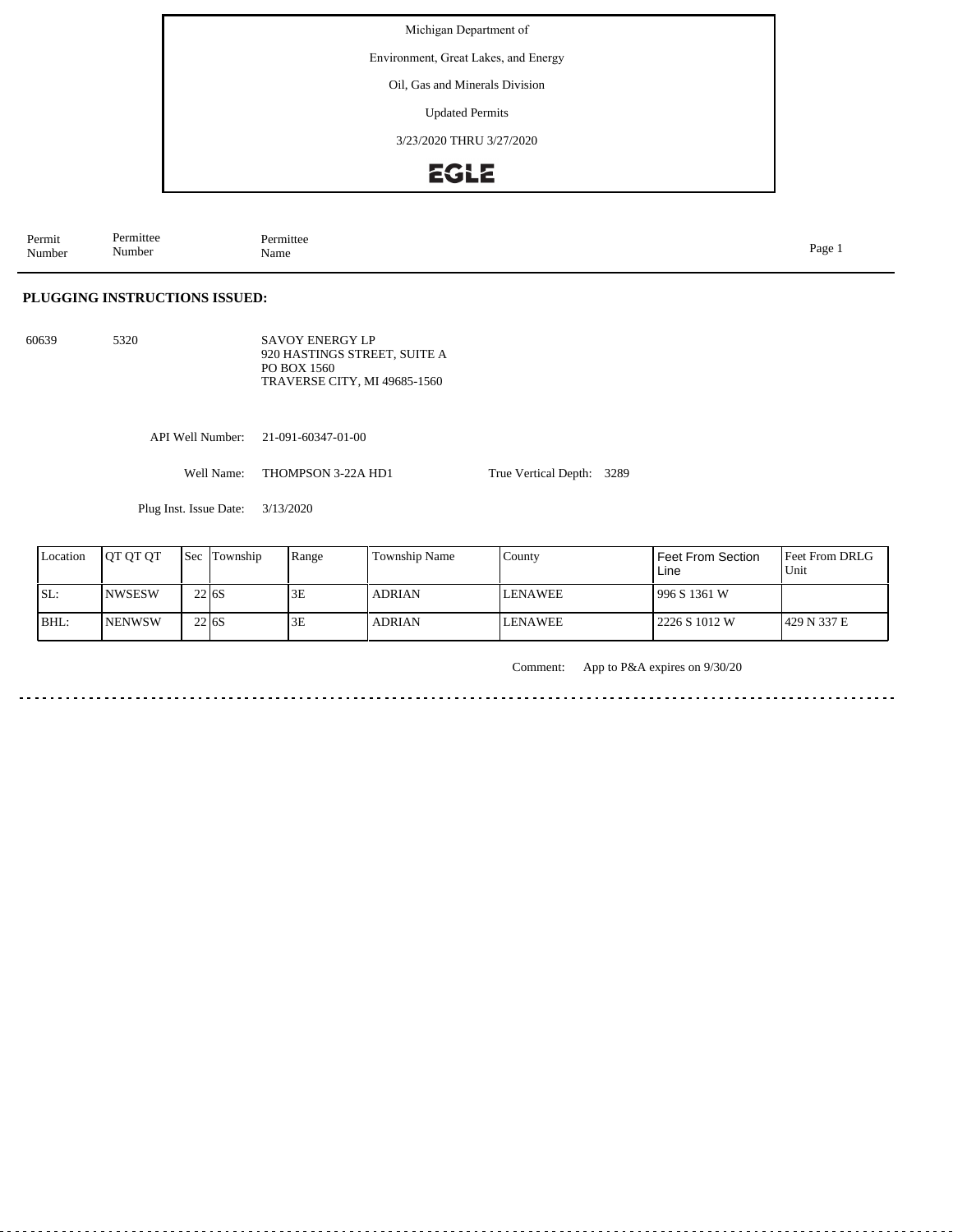Michigan Department of

Environment, Great Lakes, and Energy

Oil, Gas and Minerals Division

Updated Permits

3/23/2020 THRU 3/27/2020

EGLE

| Permit Number | Permittee Number | Permittee Name |
|---|---|---|

## PLUGGING INSTRUCTIONS ISSUED:

60639 5320 SAVOY ENERGY LP
920 HASTINGS STREET, SUITE A
PO BOX 1560
TRAVERSE CITY, MI 49685-1560

API Well Number: 21-091-60347-01-00

Well Name: THOMPSON 3-22A HD1 True Vertical Depth: 3289

Plug Inst. Issue Date: 3/13/2020

| Location | QT QT QT | Sec | Township | Range | Township Name | County | Feet From Section Line | Feet From DRLG Unit |
|---|---|---|---|---|---|---|---|---|
| SL: | NWSESW | 22 | 6S | 3E | ADRIAN | LENAWEE | 996 S 1361 W | |
| BHL: | NENWSW | 22 | 6S | 3E | ADRIAN | LENAWEE | 2226 S 1012 W | 429 N 337 E |

Comment: App to P&A expires on 9/30/20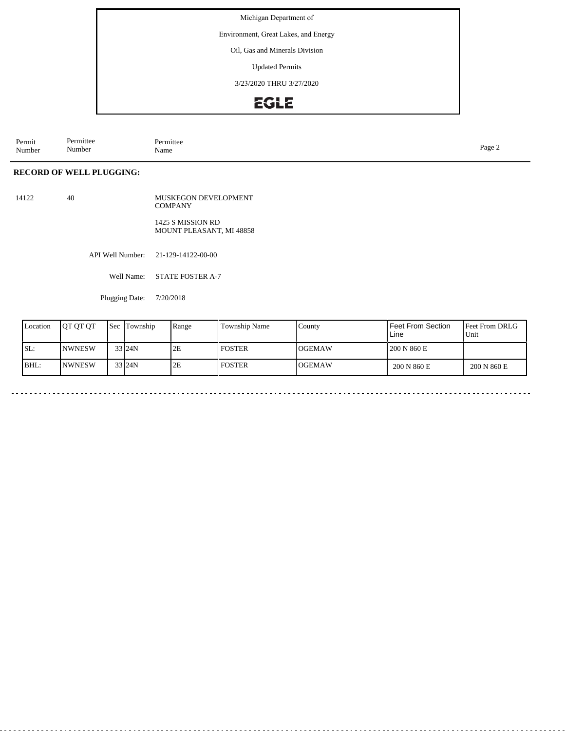Michigan Department of

Environment, Great Lakes, and Energy

Oil, Gas and Minerals Division

Updated Permits

3/23/2020 THRU 3/27/2020

EGLE

| Permit Number | Permittee Number | Permittee Name |
|---|---|---|

## RECORD OF WELL PLUGGING:

14122 40 MUSKEGON DEVELOPMENT COMPANY

1425 S MISSION RD
MOUNT PLEASANT, MI 48858

API Well Number: 21-129-14122-00-00

Well Name: STATE FOSTER A-7

Plugging Date: 7/20/2018

| Location | QT QT QT | Sec | Township | Range | Township Name | County | Feet From Section Line | Feet From DRLG Unit |
|---|---|---|---|---|---|---|---|---|
| SL: | NWNESW | 33 | 24N | 2E | FOSTER | OGEMAW | 200 N 860 E | |
| BHL: | NWNESW | 33 | 24N | 2E | FOSTER | OGEMAW | 200 N 860 E | 200 N 860 E |